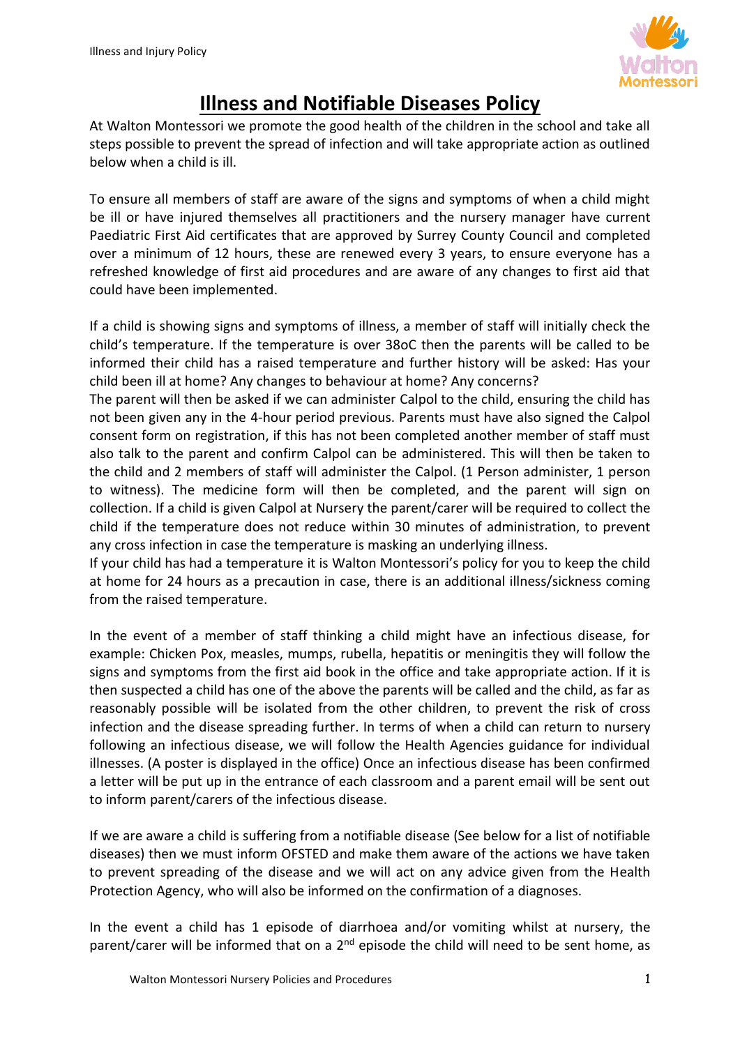# Illness and Notifiable Diseases Policy

At Walton Montessori we promote the good health of the children in the school and take all steps possible to prevent the spread of infection and will take appropriate action as outlined below when a child is ill.

To ensure all members of staff are aware of the signs and symptoms of when a child might be ill or have injured themselves all practitioners and the nursery manager have current Paediatric First Aid certificates that are approved by Surrey County Council and completed over a minimum of 12 hours, these are renewed every 3 years, to ensure everyone has a refreshed knowledge of first aid procedures and are aware of any changes to first aid that could have been implemented.

If a child is showing signs and symptoms of illness, a member of staff will initially check the child's temperature. If the temperature is over 38oC then the parents will be called to be informed their child has a raised temperature and further history will be asked: Has your child been ill at home? Any changes to behaviour at home? Any concerns?

The parent will then be asked if we can administer Calpol to the child, ensuring the child has not been given any in the 4-hour period previous. Parents must have also signed the Calpol consent form on registration, if this has not been completed another member of staff must also talk to the parent and confirm Calpol can be administered. This will then be taken to the child and 2 members of staff will administer the Calpol. (1 Person administer, 1 person to witness). The medicine form will then be completed, and the parent will sign on collection. If a child is given Calpol at Nursery the parent/carer will be required to collect the child if the temperature does not reduce within 30 minutes of administration, to prevent any cross infection in case the temperature is masking an underlying illness.

If your child has had a temperature it is Walton Montessori's policy for you to keep the child at home for 24 hours as a precaution in case, there is an additional illness/sickness coming from the raised temperature.

In the event of a member of staff thinking a child might have an infectious disease, for example: Chicken Pox, measles, mumps, rubella, hepatitis or meningitis they will follow the signs and symptoms from the first aid book in the office and take appropriate action. If it is then suspected a child has one of the above the parents will be called and the child, as far as reasonably possible will be isolated from the other children, to prevent the risk of cross infection and the disease spreading further. In terms of when a child can return to nursery following an infectious disease, we will follow the Health Agencies guidance for individual illnesses. (A poster is displayed in the office) Once an infectious disease has been confirmed a letter will be put up in the entrance of each classroom and a parent email will be sent out to inform parent/carers of the infectious disease.

If we are aware a child is suffering from a notifiable disease (See below for a list of notifiable diseases) then we must inform OFSTED and make them aware of the actions we have taken to prevent spreading of the disease and we will act on any advice given from the Health Protection Agency, who will also be informed on the confirmation of a diagnoses.

In the event a child has 1 episode of diarrhoea and/or vomiting whilst at nursery, the parent/carer will be informed that on a 2nd episode the child will need to be sent home, as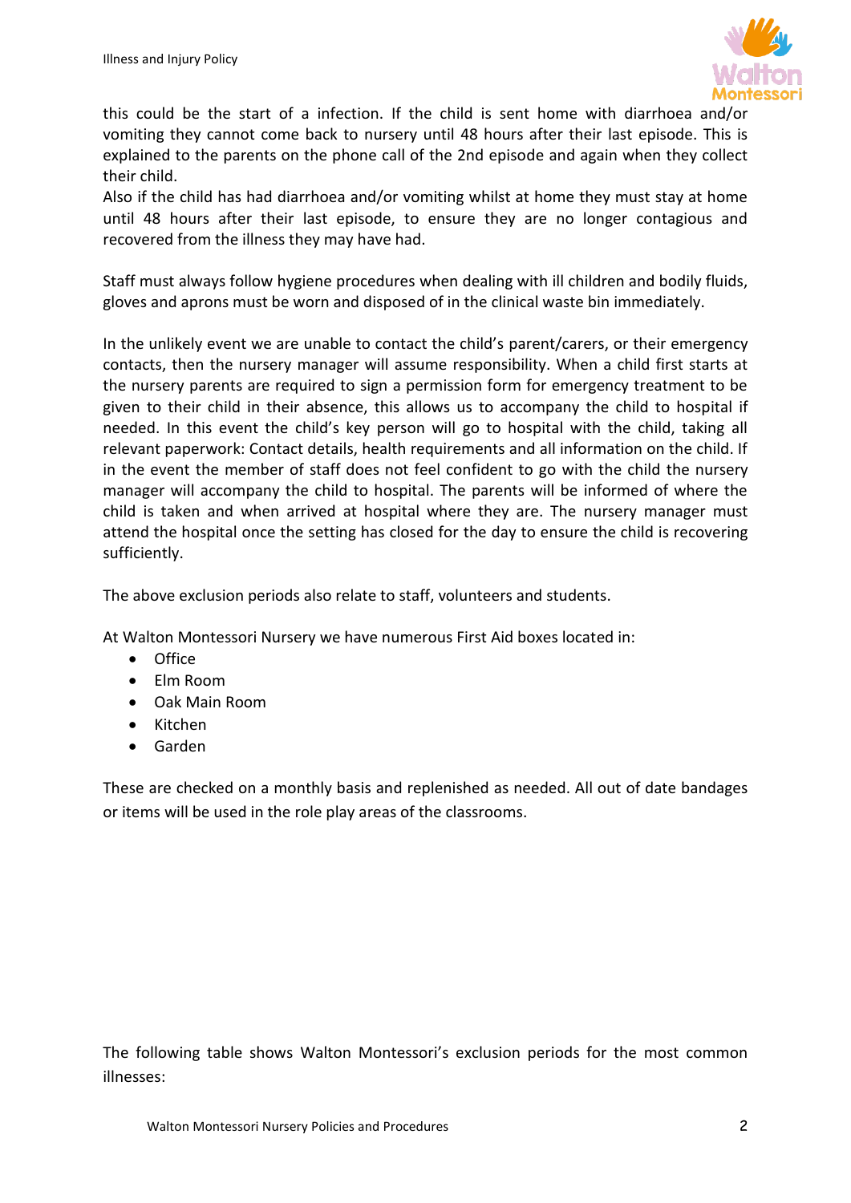this could be the start of a infection. If the child is sent home with diarrhoea and/or vomiting they cannot come back to nursery until 48 hours after their last episode. This is explained to the parents on the phone call of the 2nd episode and again when they collect their child.
Also if the child has had diarrhoea and/or vomiting whilst at home they must stay at home until 48 hours after their last episode, to ensure they are no longer contagious and recovered from the illness they may have had.

Staff must always follow hygiene procedures when dealing with ill children and bodily fluids, gloves and aprons must be worn and disposed of in the clinical waste bin immediately.

In the unlikely event we are unable to contact the child's parent/carers, or their emergency contacts, then the nursery manager will assume responsibility. When a child first starts at the nursery parents are required to sign a permission form for emergency treatment to be given to their child in their absence, this allows us to accompany the child to hospital if needed. In this event the child's key person will go to hospital with the child, taking all relevant paperwork: Contact details, health requirements and all information on the child. If in the event the member of staff does not feel confident to go with the child the nursery manager will accompany the child to hospital. The parents will be informed of where the child is taken and when arrived at hospital where they are. The nursery manager must attend the hospital once the setting has closed for the day to ensure the child is recovering sufficiently.

The above exclusion periods also relate to staff, volunteers and students.

At Walton Montessori Nursery we have numerous First Aid boxes located in:

- Office
- Elm Room
- Oak Main Room
- Kitchen
- Garden

These are checked on a monthly basis and replenished as needed. All out of date bandages or items will be used in the role play areas of the classrooms.

The following table shows Walton Montessori's exclusion periods for the most common illnesses: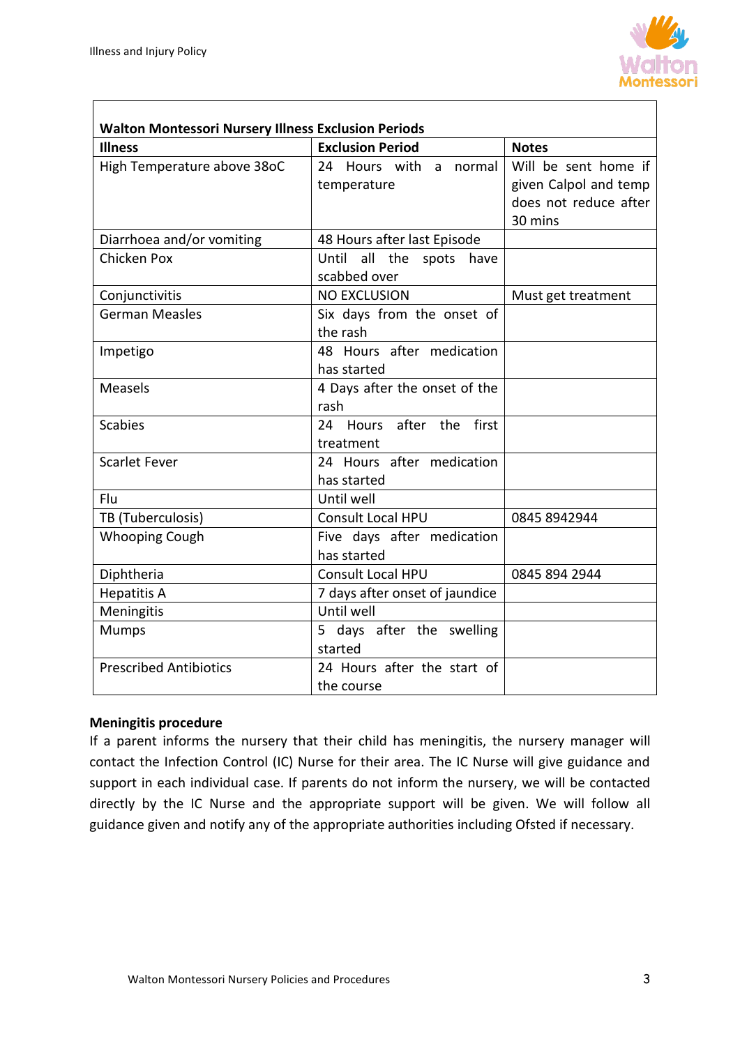| Walton Montessori Nursery Illness Exclusion Periods | | |
|---|---|---|
| **Illness** | **Exclusion Period** | **Notes** |
| High Temperature above 38oC | 24 Hours with a normal temperature | Will be sent home if given Calpol and temp does not reduce after 30 mins |
| Diarrhoea and/or vomiting | 48 Hours after last Episode | |
| Chicken Pox | Until all the spots have scabbed over | |
| Conjunctivitis | NO EXCLUSION | Must get treatment |
| German Measles | Six days from the onset of the rash | |
| Impetigo | 48 Hours after medication has started | |
| Measels | 4 Days after the onset of the rash | |
| Scabies | 24 Hours after the first treatment | |
| Scarlet Fever | 24 Hours after medication has started | |
| Flu | Until well | |
| TB (Tuberculosis) | Consult Local HPU | 0845 8942944 |
| Whooping Cough | Five days after medication has started | |
| Diphtheria | Consult Local HPU | 0845 894 2944 |
| Hepatitis A | 7 days after onset of jaundice | |
| Meningitis | Until well | |
| Mumps | 5 days after the swelling started | |
| Prescribed Antibiotics | 24 Hours after the start of the course | |

**Meningitis procedure**

If a parent informs the nursery that their child has meningitis, the nursery manager will contact the Infection Control (IC) Nurse for their area. The IC Nurse will give guidance and support in each individual case. If parents do not inform the nursery, we will be contacted directly by the IC Nurse and the appropriate support will be given. We will follow all guidance given and notify any of the appropriate authorities including Ofsted if necessary.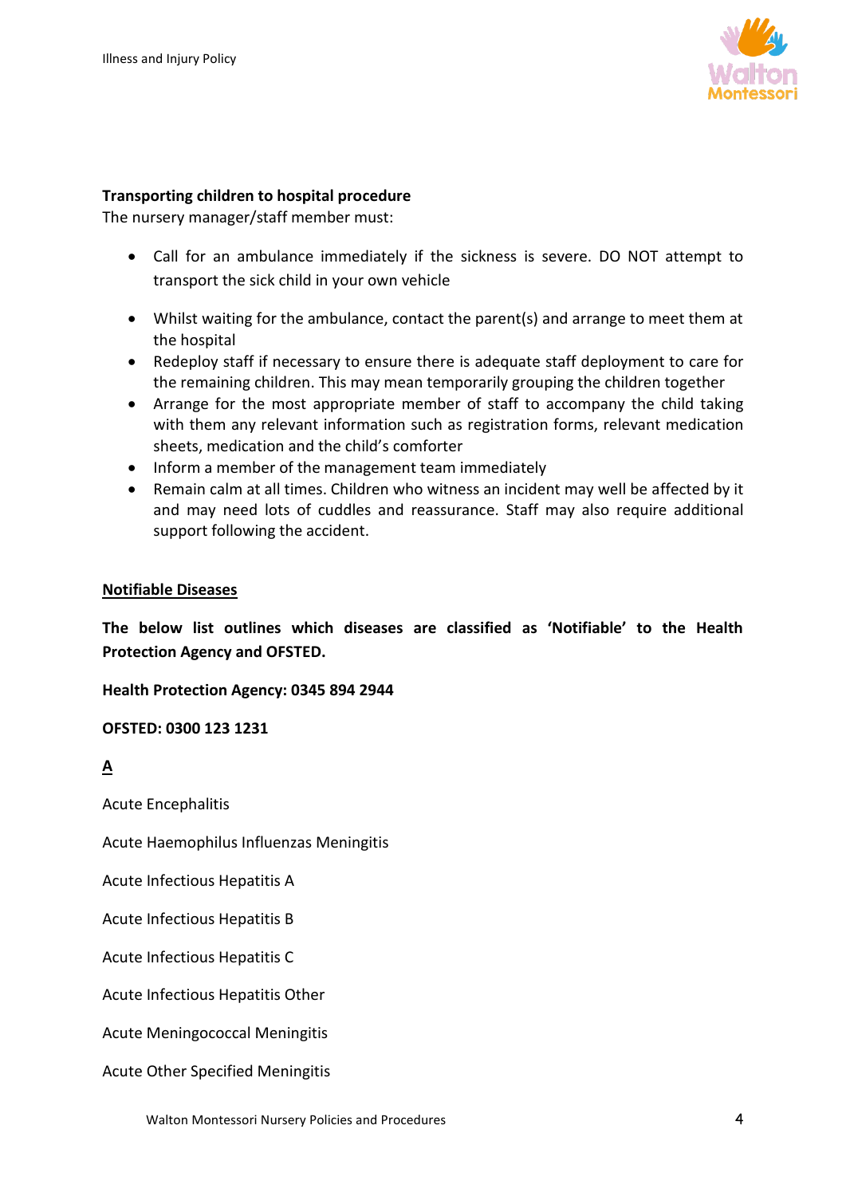**Transporting children to hospital procedure**

The nursery manager/staff member must:

- Call for an ambulance immediately if the sickness is severe. DO NOT attempt to transport the sick child in your own vehicle
- Whilst waiting for the ambulance, contact the parent(s) and arrange to meet them at the hospital
- Redeploy staff if necessary to ensure there is adequate staff deployment to care for the remaining children. This may mean temporarily grouping the children together
- Arrange for the most appropriate member of staff to accompany the child taking with them any relevant information such as registration forms, relevant medication sheets, medication and the child's comforter
- Inform a member of the management team immediately
- Remain calm at all times. Children who witness an incident may well be affected by it and may need lots of cuddles and reassurance. Staff may also require additional support following the accident.

**Notifiable Diseases**

**The below list outlines which diseases are classified as 'Notifiable' to the Health Protection Agency and OFSTED.**

**Health Protection Agency: 0345 894 2944**

**OFSTED: 0300 123 1231**

**A**

Acute Encephalitis

Acute Haemophilus Influenzas Meningitis

Acute Infectious Hepatitis A

Acute Infectious Hepatitis B

Acute Infectious Hepatitis C

Acute Infectious Hepatitis Other

Acute Meningococcal Meningitis

Acute Other Specified Meningitis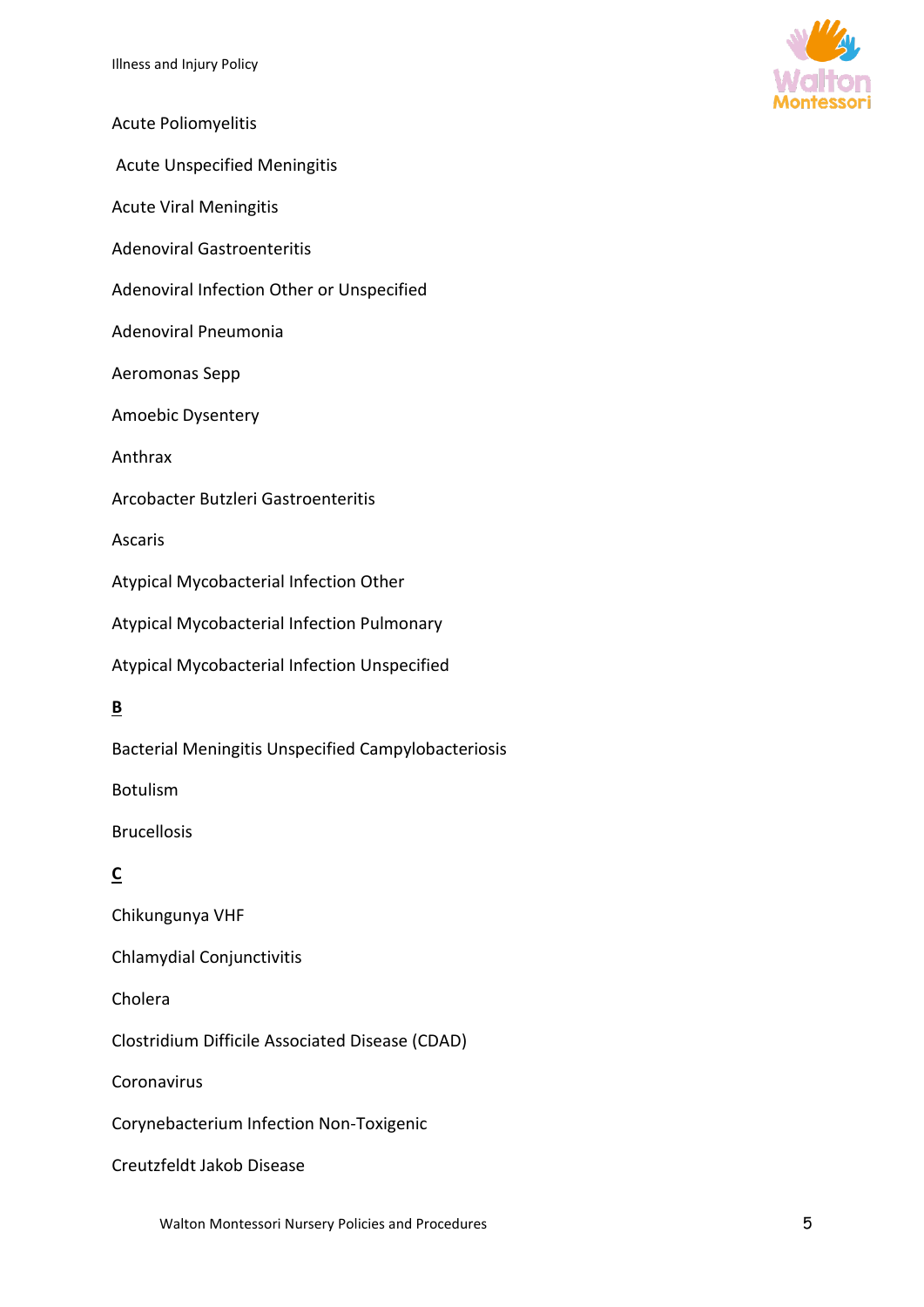Acute Poliomyelitis

Acute Unspecified Meningitis

Acute Viral Meningitis

Adenoviral Gastroenteritis

Adenoviral Infection Other or Unspecified

Adenoviral Pneumonia

Aeromonas Sepp

Amoebic Dysentery

Anthrax

Arcobacter Butzleri Gastroenteritis

Ascaris

Atypical Mycobacterial Infection Other

Atypical Mycobacterial Infection Pulmonary

Atypical Mycobacterial Infection Unspecified

**B**

Bacterial Meningitis Unspecified Campylobacteriosis

Botulism

Brucellosis

**C**

Chikungunya VHF

Chlamydial Conjunctivitis

Cholera

Clostridium Difficile Associated Disease (CDAD)

Coronavirus

Corynebacterium Infection Non-Toxigenic

Creutzfeldt Jakob Disease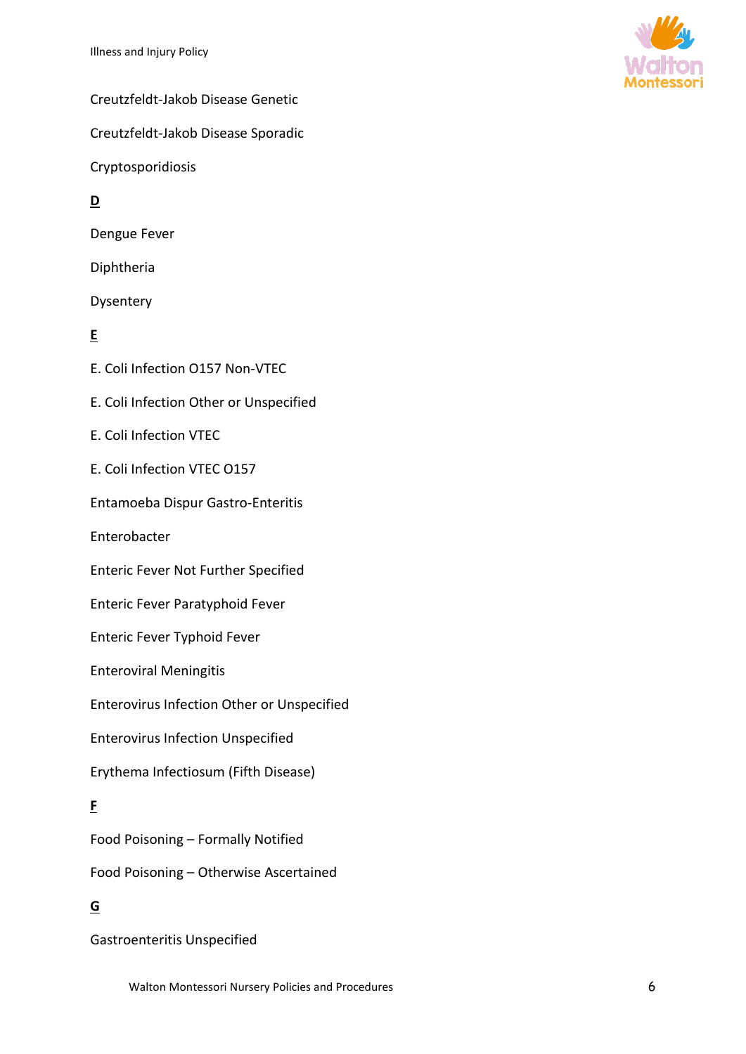Creutzfeldt-Jakob Disease Genetic

Creutzfeldt-Jakob Disease Sporadic

Cryptosporidiosis

**D**

Dengue Fever

Diphtheria

Dysentery

**E**

E. Coli Infection O157 Non-VTEC

E. Coli Infection Other or Unspecified

E. Coli Infection VTEC

E. Coli Infection VTEC O157

Entamoeba Dispur Gastro-Enteritis

Enterobacter

Enteric Fever Not Further Specified

Enteric Fever Paratyphoid Fever

Enteric Fever Typhoid Fever

Enteroviral Meningitis

Enterovirus Infection Other or Unspecified

Enterovirus Infection Unspecified

Erythema Infectiosum (Fifth Disease)

**F**

Food Poisoning – Formally Notified

Food Poisoning – Otherwise Ascertained

**G**

Gastroenteritis Unspecified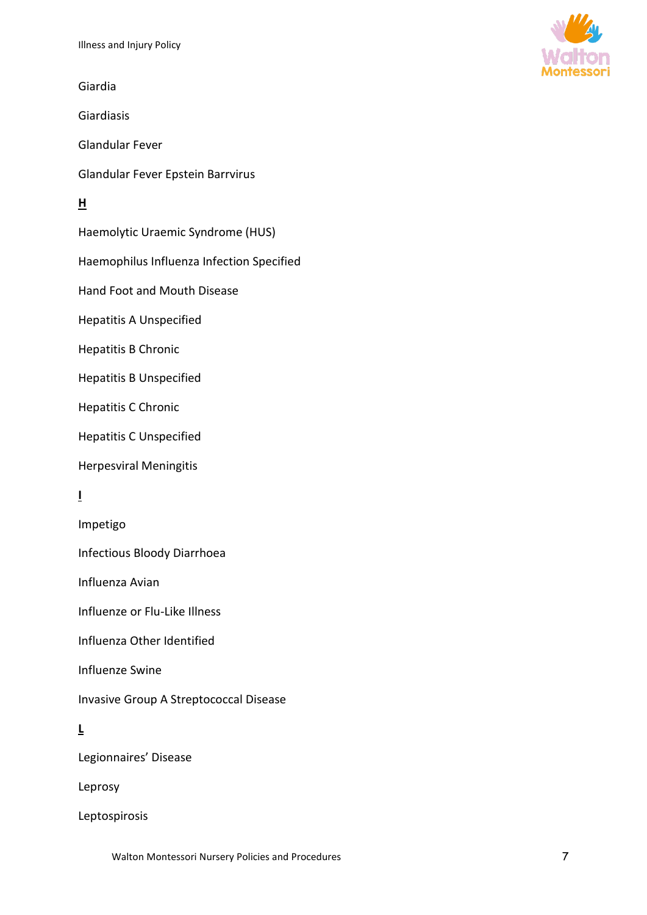Giardia

Giardiasis

Glandular Fever

Glandular Fever Epstein Barrvirus

**H**

Haemolytic Uraemic Syndrome (HUS)

Haemophilus Influenza Infection Specified

Hand Foot and Mouth Disease

Hepatitis A Unspecified

Hepatitis B Chronic

Hepatitis B Unspecified

Hepatitis C Chronic

Hepatitis C Unspecified

Herpesviral Meningitis

**I**

Impetigo

Infectious Bloody Diarrhoea

Influenza Avian

Influenze or Flu-Like Illness

Influenza Other Identified

Influenze Swine

Invasive Group A Streptococcal Disease

**L**

Legionnaires' Disease

Leprosy

Leptospirosis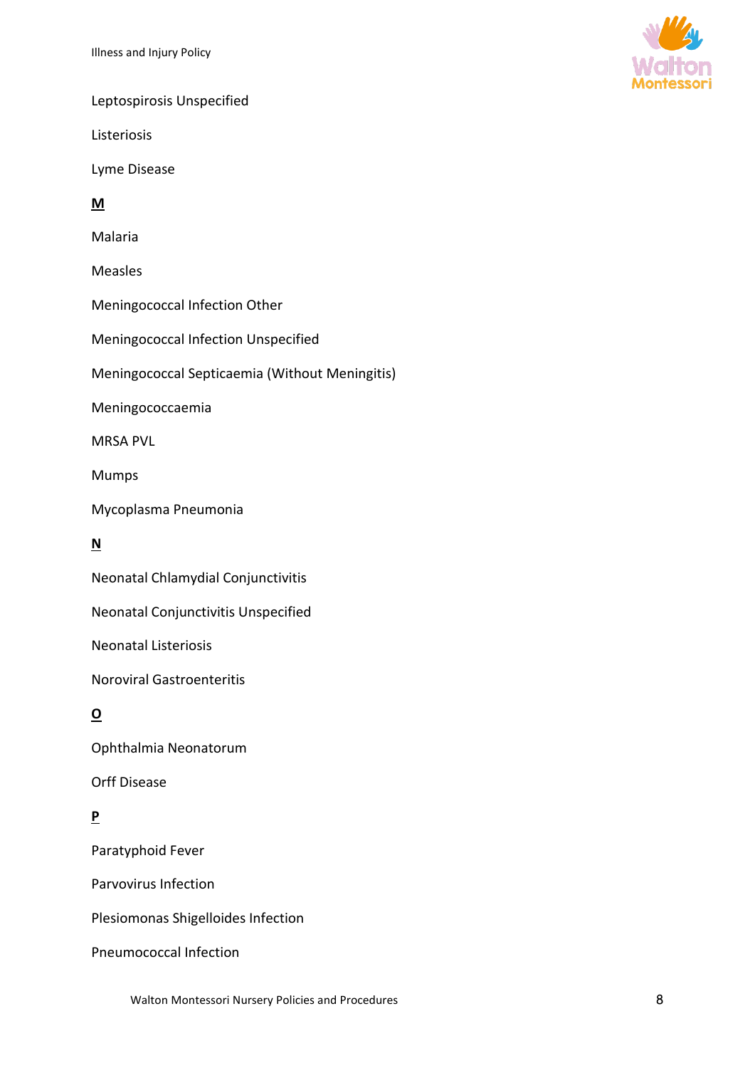Leptospirosis Unspecified

Listeriosis

Lyme Disease

**M**

Malaria

Measles

Meningococcal Infection Other

Meningococcal Infection Unspecified

Meningococcal Septicaemia (Without Meningitis)

Meningococcaemia

MRSA PVL

Mumps

Mycoplasma Pneumonia

**N**

Neonatal Chlamydial Conjunctivitis

Neonatal Conjunctivitis Unspecified

Neonatal Listeriosis

Noroviral Gastroenteritis

**O**

Ophthalmia Neonatorum

Orff Disease

**P**

Paratyphoid Fever

Parvovirus Infection

Plesiomonas Shigelloides Infection

Pneumococcal Infection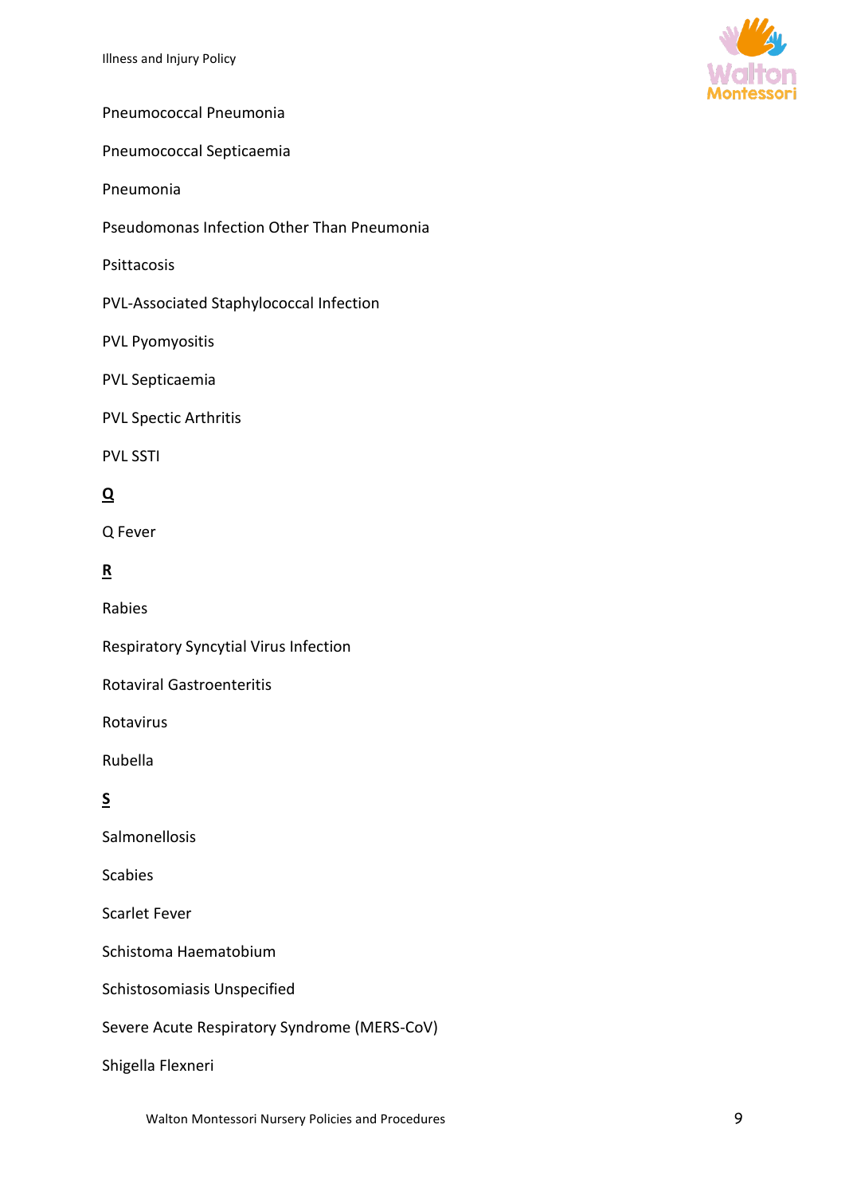Pneumococcal Pneumonia

Pneumococcal Septicaemia

Pneumonia

Pseudomonas Infection Other Than Pneumonia

Psittacosis

PVL-Associated Staphylococcal Infection

PVL Pyomyositis

PVL Septicaemia

PVL Spectic Arthritis

PVL SSTI

**Q**

Q Fever

**R**

Rabies

Respiratory Syncytial Virus Infection

Rotaviral Gastroenteritis

Rotavirus

Rubella

**S**

Salmonellosis

Scabies

Scarlet Fever

Schistoma Haematobium

Schistosomiasis Unspecified

Severe Acute Respiratory Syndrome (MERS-CoV)

Shigella Flexneri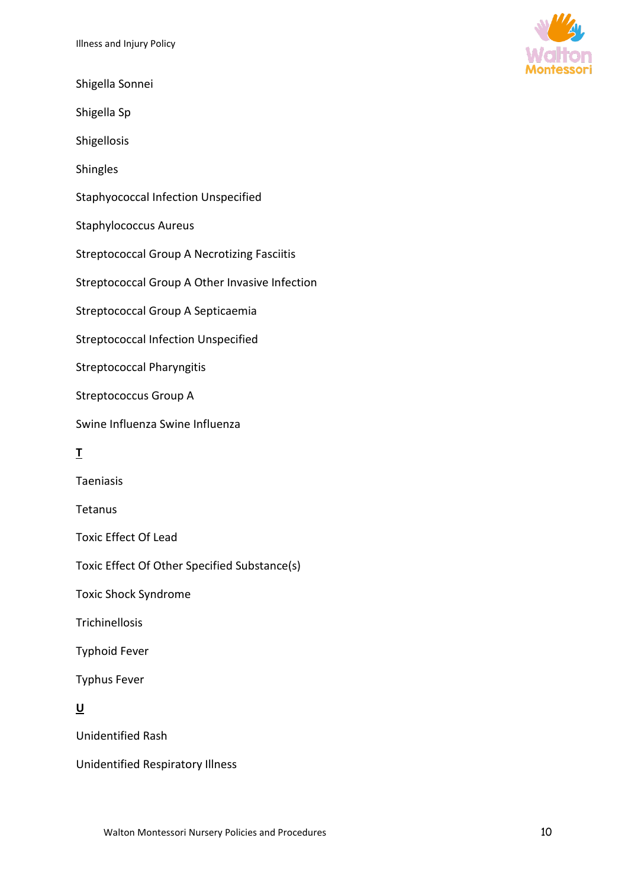Shigella Sonnei

Shigella Sp

Shigellosis

Shingles

Staphyococcal Infection Unspecified

Staphylococcus Aureus

Streptococcal Group A Necrotizing Fasciitis

Streptococcal Group A Other Invasive Infection

Streptococcal Group A Septicaemia

Streptococcal Infection Unspecified

Streptococcal Pharyngitis

Streptococcus Group A

Swine Influenza Swine Influenza

**T**

Taeniasis

Tetanus

Toxic Effect Of Lead

Toxic Effect Of Other Specified Substance(s)

Toxic Shock Syndrome

Trichinellosis

Typhoid Fever

Typhus Fever

**U**

Unidentified Rash

Unidentified Respiratory Illness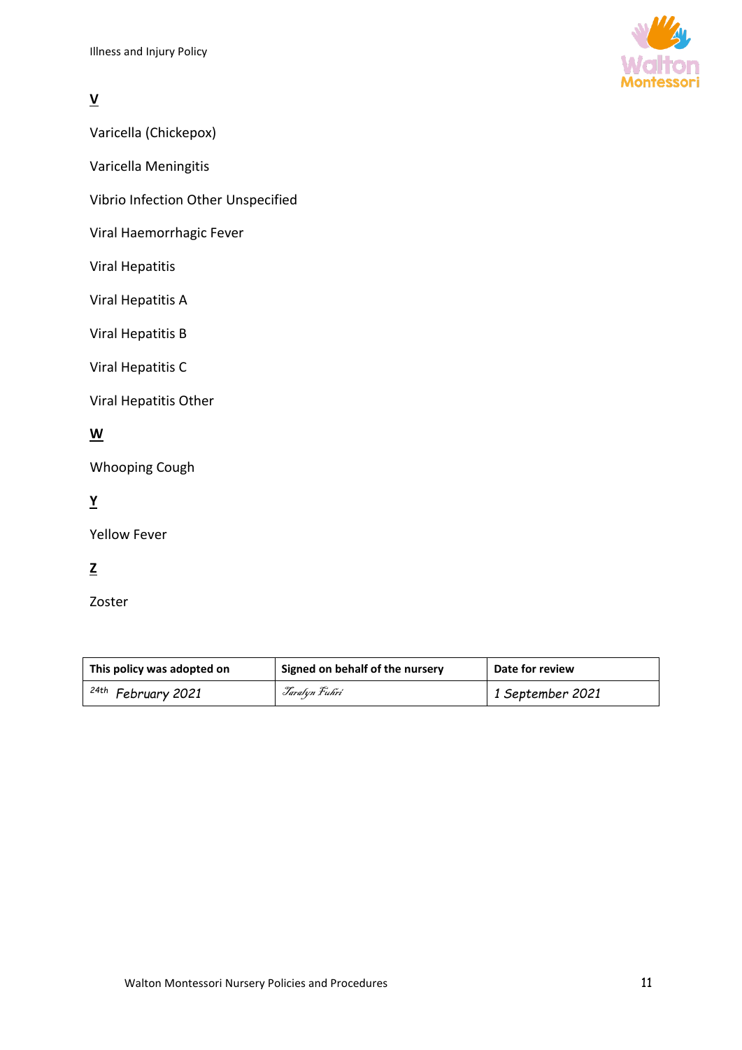**V**

Varicella (Chickepox)

Varicella Meningitis

Vibrio Infection Other Unspecified

Viral Haemorrhagic Fever

Viral Hepatitis

Viral Hepatitis A

Viral Hepatitis B

Viral Hepatitis C

Viral Hepatitis Other

**W**

Whooping Cough

**Y**

Yellow Fever

**Z**

Zoster

| This policy was adopted on | Signed on behalf of the nursery | Date for review |
|---|---|---|
| 24th February 2021 | Taralyn Fahri | 1 September 2021 |